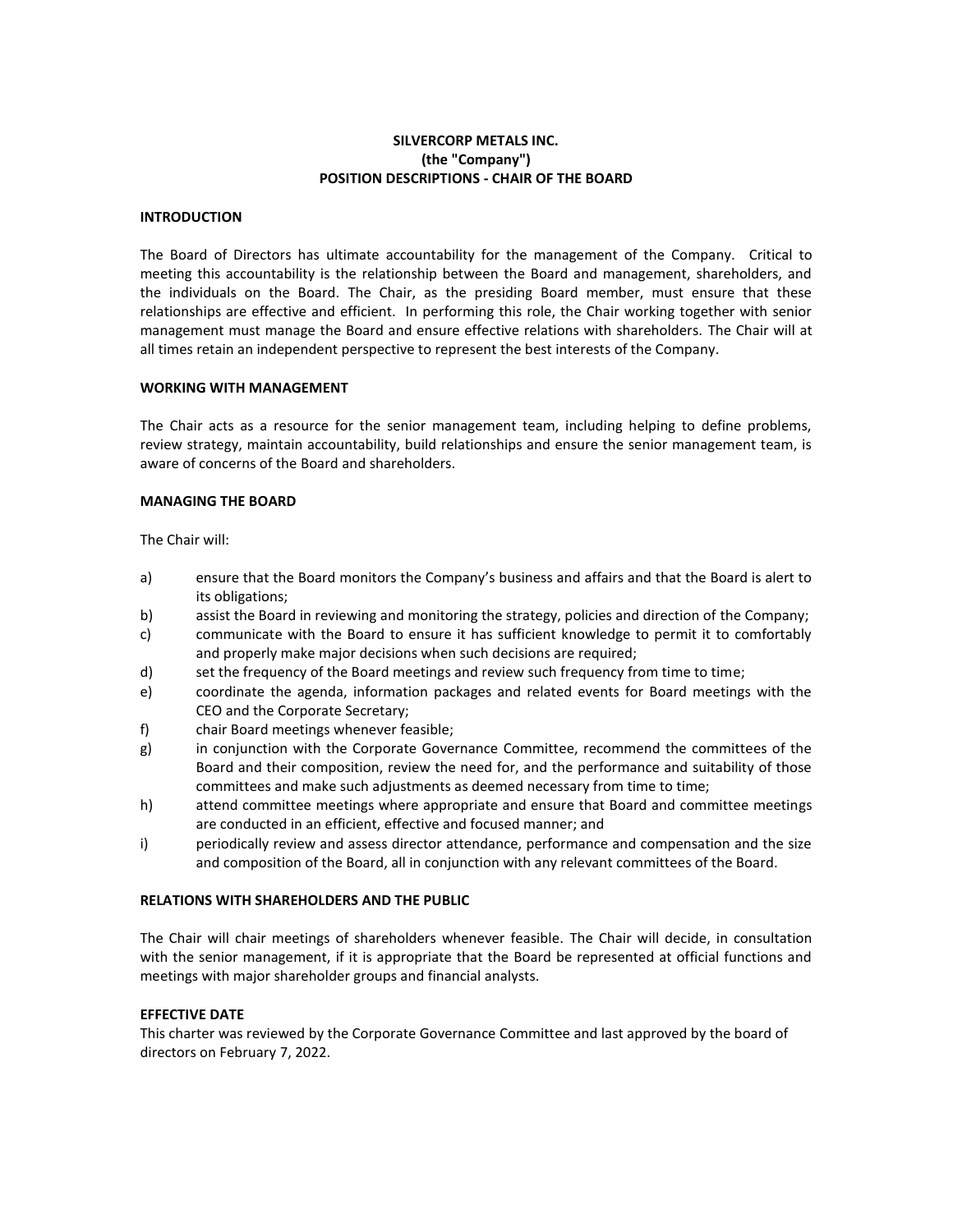# SILVERCORP METALS INC.
# (the "Company")
# POSITION DESCRIPTIONS - CHAIR OF THE BOARD

## INTRODUCTION

The Board of Directors has ultimate accountability for the management of the Company. Critical to meeting this accountability is the relationship between the Board and management, shareholders, and the individuals on the Board. The Chair, as the presiding Board member, must ensure that these relationships are effective and efficient. In performing this role, the Chair working together with senior management must manage the Board and ensure effective relations with shareholders. The Chair will at all times retain an independent perspective to represent the best interests of the Company.

## WORKING WITH MANAGEMENT

The Chair acts as a resource for the senior management team, including helping to define problems, review strategy, maintain accountability, build relationships and ensure the senior management team, is aware of concerns of the Board and shareholders.

## MANAGING THE BOARD

The Chair will:

a) ensure that the Board monitors the Company's business and affairs and that the Board is alert to its obligations;

b) assist the Board in reviewing and monitoring the strategy, policies and direction of the Company;

c) communicate with the Board to ensure it has sufficient knowledge to permit it to comfortably and properly make major decisions when such decisions are required;

d) set the frequency of the Board meetings and review such frequency from time to time;

e) coordinate the agenda, information packages and related events for Board meetings with the CEO and the Corporate Secretary;

f) chair Board meetings whenever feasible;

g) in conjunction with the Corporate Governance Committee, recommend the committees of the Board and their composition, review the need for, and the performance and suitability of those committees and make such adjustments as deemed necessary from time to time;

h) attend committee meetings where appropriate and ensure that Board and committee meetings are conducted in an efficient, effective and focused manner; and

i) periodically review and assess director attendance, performance and compensation and the size and composition of the Board, all in conjunction with any relevant committees of the Board.

## RELATIONS WITH SHAREHOLDERS AND THE PUBLIC

The Chair will chair meetings of shareholders whenever feasible. The Chair will decide, in consultation with the senior management, if it is appropriate that the Board be represented at official functions and meetings with major shareholder groups and financial analysts.

## EFFECTIVE DATE

This charter was reviewed by the Corporate Governance Committee and last approved by the board of directors on February 7, 2022.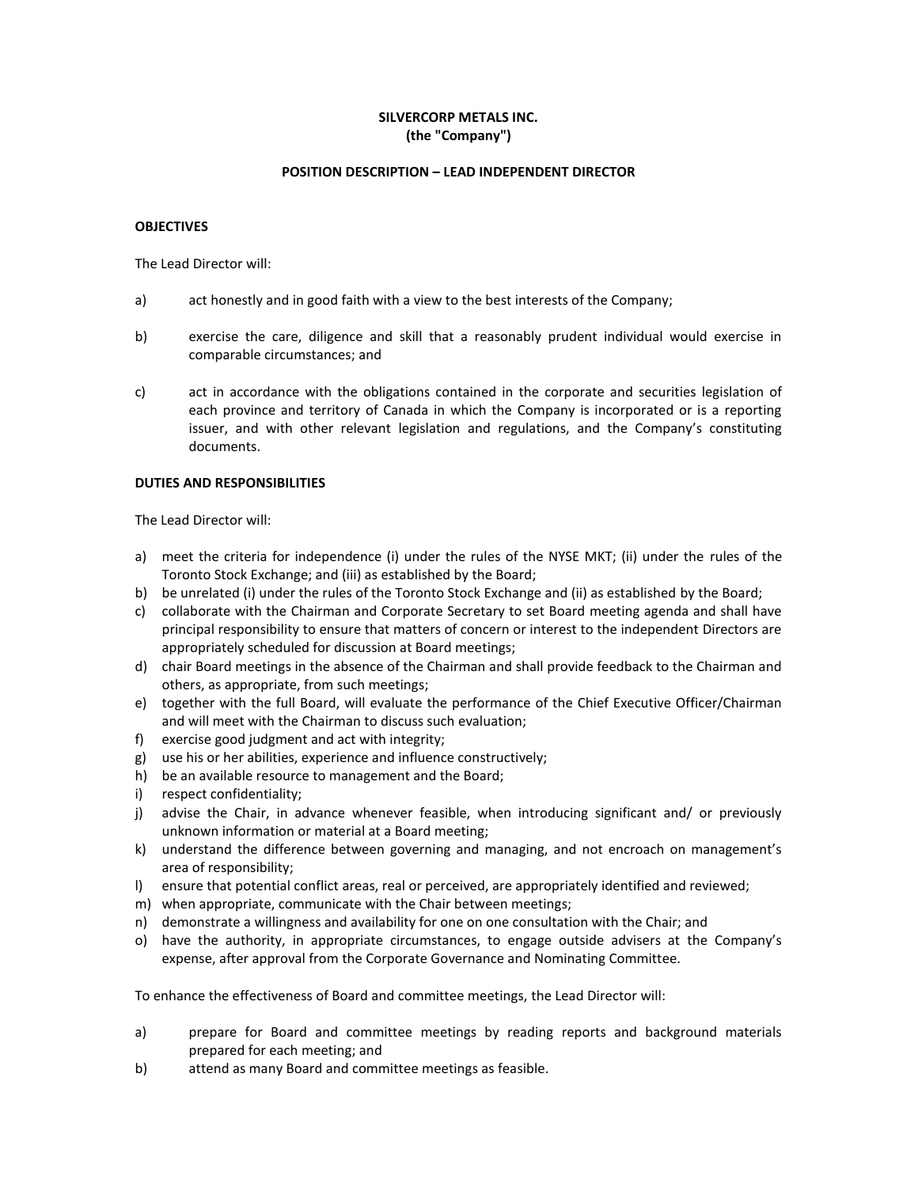**SILVERCORP METALS INC.**
**(the "Company")**

**POSITION DESCRIPTION – LEAD INDEPENDENT DIRECTOR**

**OBJECTIVES**

The Lead Director will:

a) act honestly and in good faith with a view to the best interests of the Company;

b) exercise the care, diligence and skill that a reasonably prudent individual would exercise in comparable circumstances; and

c) act in accordance with the obligations contained in the corporate and securities legislation of each province and territory of Canada in which the Company is incorporated or is a reporting issuer, and with other relevant legislation and regulations, and the Company's constituting documents.

**DUTIES AND RESPONSIBILITIES**

The Lead Director will:

a) meet the criteria for independence (i) under the rules of the NYSE MKT; (ii) under the rules of the Toronto Stock Exchange; and (iii) as established by the Board;
b) be unrelated (i) under the rules of the Toronto Stock Exchange and (ii) as established by the Board;
c) collaborate with the Chairman and Corporate Secretary to set Board meeting agenda and shall have principal responsibility to ensure that matters of concern or interest to the independent Directors are appropriately scheduled for discussion at Board meetings;
d) chair Board meetings in the absence of the Chairman and shall provide feedback to the Chairman and others, as appropriate, from such meetings;
e) together with the full Board, will evaluate the performance of the Chief Executive Officer/Chairman and will meet with the Chairman to discuss such evaluation;
f) exercise good judgment and act with integrity;
g) use his or her abilities, experience and influence constructively;
h) be an available resource to management and the Board;
i) respect confidentiality;
j) advise the Chair, in advance whenever feasible, when introducing significant and/ or previously unknown information or material at a Board meeting;
k) understand the difference between governing and managing, and not encroach on management's area of responsibility;
l) ensure that potential conflict areas, real or perceived, are appropriately identified and reviewed;
m) when appropriate, communicate with the Chair between meetings;
n) demonstrate a willingness and availability for one on one consultation with the Chair; and
o) have the authority, in appropriate circumstances, to engage outside advisers at the Company's expense, after approval from the Corporate Governance and Nominating Committee.

To enhance the effectiveness of Board and committee meetings, the Lead Director will:

a) prepare for Board and committee meetings by reading reports and background materials prepared for each meeting; and
b) attend as many Board and committee meetings as feasible.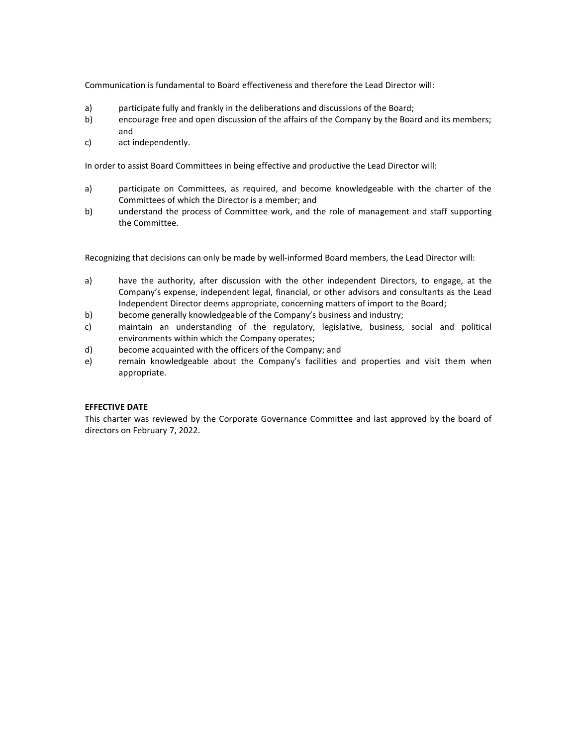Communication is fundamental to Board effectiveness and therefore the Lead Director will:

a) participate fully and frankly in the deliberations and discussions of the Board;
b) encourage free and open discussion of the affairs of the Company by the Board and its members; and
c) act independently.

In order to assist Board Committees in being effective and productive the Lead Director will:

a) participate on Committees, as required, and become knowledgeable with the charter of the Committees of which the Director is a member; and
b) understand the process of Committee work, and the role of management and staff supporting the Committee.

Recognizing that decisions can only be made by well-informed Board members, the Lead Director will:

a) have the authority, after discussion with the other independent Directors, to engage, at the Company's expense, independent legal, financial, or other advisors and consultants as the Lead Independent Director deems appropriate, concerning matters of import to the Board;
b) become generally knowledgeable of the Company's business and industry;
c) maintain an understanding of the regulatory, legislative, business, social and political environments within which the Company operates;
d) become acquainted with the officers of the Company; and
e) remain knowledgeable about the Company's facilities and properties and visit them when appropriate.

**EFFECTIVE DATE**

This charter was reviewed by the Corporate Governance Committee and last approved by the board of directors on February 7, 2022.